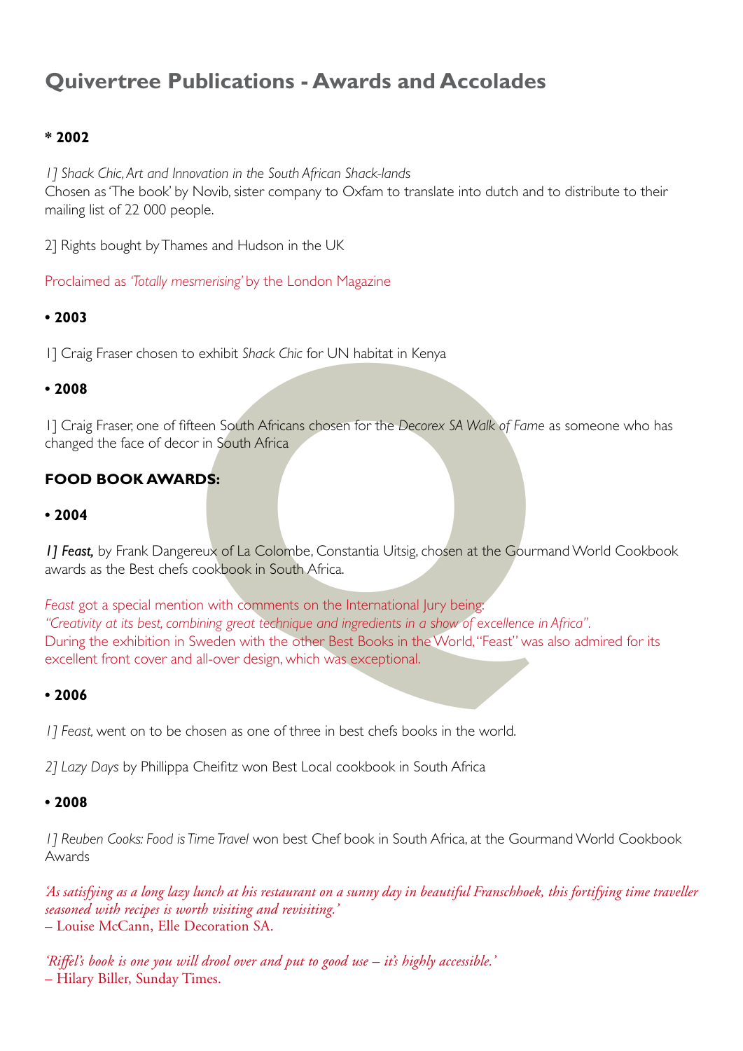# Quivertree Publications - Awards and Accolades

**\* 2002**

*1] Shack Chic, Art and Innovation in the South African Shack-lands*
Chosen as 'The book' by Novib, sister company to Oxfam to translate into dutch and to distribute to their mailing list of 22 000 people.

2] Rights bought by Thames and Hudson in the UK

Proclaimed as *'Totally mesmerising'* by the London Magazine

**• 2003**

1] Craig Fraser chosen to exhibit *Shack Chic* for UN habitat in Kenya

**• 2008**

1] Craig Fraser, one of fifteen South Africans chosen for the *Decorex SA Walk of Fame* as someone who has changed the face of decor in South Africa

**FOOD BOOK AWARDS:**

**• 2004**

***1] Feast,*** by Frank Dangereux of La Colombe, Constantia Uitsig, chosen at the Gourmand World Cookbook awards as the Best chefs cookbook in South Africa.

*Feast* got a special mention with comments on the International Jury being:
*"Creativity at its best, combining great technique and ingredients in a show of excellence in Africa".*
During the exhibition in Sweden with the other Best Books in the World, "Feast" was also admired for its excellent front cover and all-over design, which was exceptional.

**• 2006**

*1] Feast,* went on to be chosen as one of three in best chefs books in the world.

*2] Lazy Days* by Phillippa Cheifitz won Best Local cookbook in South Africa

**• 2008**

*1] Reuben Cooks: Food is Time Travel* won best Chef book in South Africa, at the Gourmand World Cookbook Awards

*'As satisfying as a long lazy lunch at his restaurant on a sunny day in beautiful Franschhoek, this fortifying time traveller seasoned with recipes is worth visiting and revisiting.'*
– Louise McCann, Elle Decoration SA.

*'Riffel's book is one you will drool over and put to good use – it's highly accessible.'*
– Hilary Biller, Sunday Times.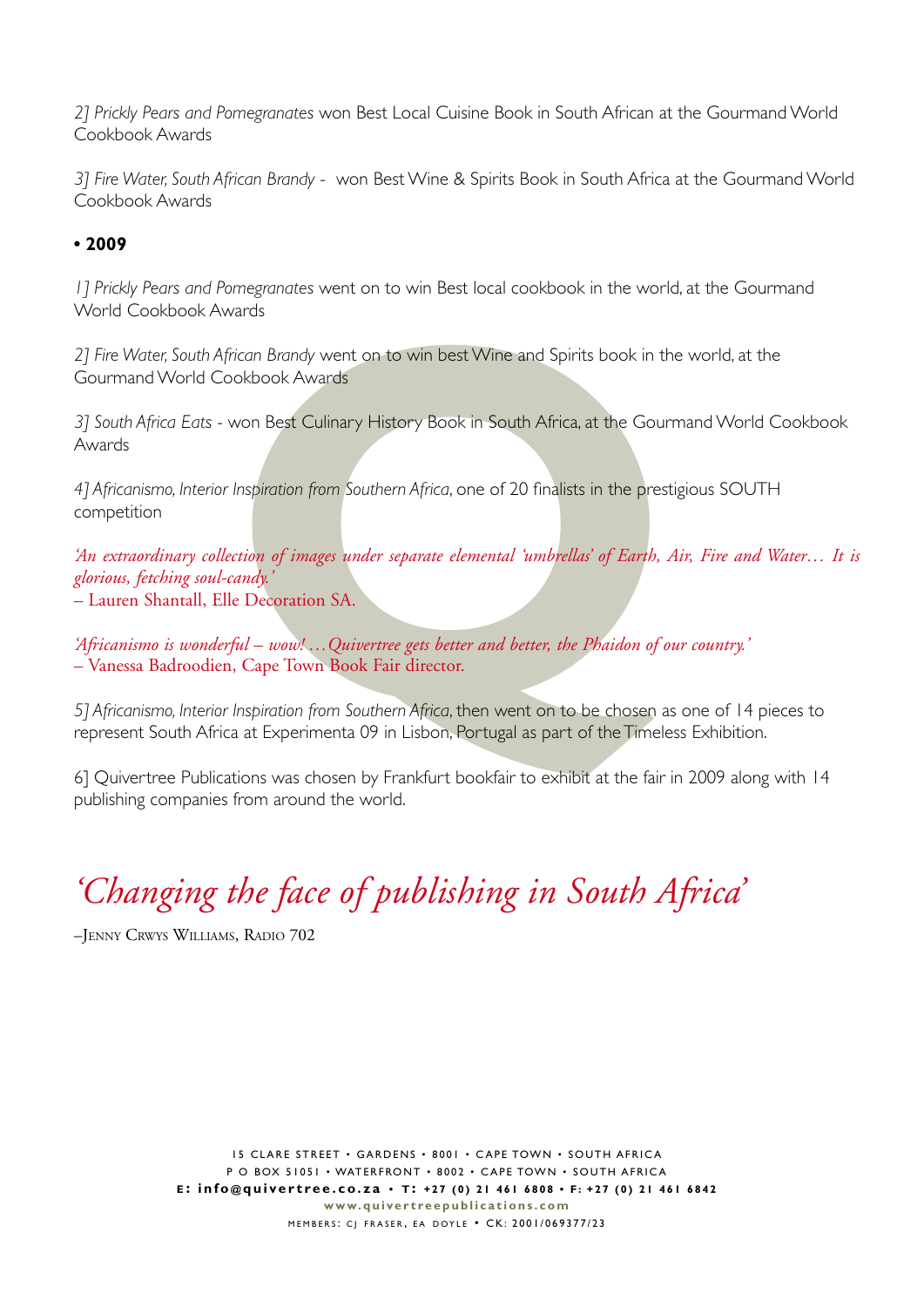2] *Prickly Pears and Pomegranates* won Best Local Cuisine Book in South African at the Gourmand World Cookbook Awards

3] *Fire Water, South African Brandy* - won Best Wine & Spirits Book in South Africa at the Gourmand World Cookbook Awards

**• 2009**

1] *Prickly Pears and Pomegranates* went on to win Best local cookbook in the world, at the Gourmand World Cookbook Awards

2] *Fire Water, South African Brandy* went on to win best Wine and Spirits book in the world, at the Gourmand World Cookbook Awards

3] *South Africa Eats* - won Best Culinary History Book in South Africa, at the Gourmand World Cookbook Awards

4] *Africanismo, Interior Inspiration from Southern Africa*, one of 20 finalists in the prestigious SOUTH competition

*'An extraordinary collection of images under separate elemental 'umbrellas' of Earth, Air, Fire and Water… It is glorious, fetching soul-candy.'*
– Lauren Shantall, Elle Decoration SA.

*'Africanismo is wonderful – wow! …Quivertree gets better and better, the Phaidon of our country.'*
– Vanessa Badroodien, Cape Town Book Fair director.

5] *Africanismo, Interior Inspiration from Southern Africa*, then went on to be chosen as one of 14 pieces to represent South Africa at Experimenta 09 in Lisbon, Portugal as part of the Timeless Exhibition.

6] Quivertree Publications was chosen by Frankfurt bookfair to exhibit at the fair in 2009 along with 14 publishing companies from around the world.

## *'Changing the face of publishing in South Africa'*

–Jenny Crwys Williams, Radio 702

15 CLARE STREET • GARDENS • 8001 • CAPE TOWN • SOUTH AFRICA
P O BOX 51051 • WATERFRONT • 8002 • CAPE TOWN • SOUTH AFRICA
**E: info@quivertree.co.za • T: +27 (0) 21 461 6808 • F: +27 (0) 21 461 6842**
**www.quivertreepublications.com**
MEMBERS: CJ FRASER, EA DOYLE • CK: 2001/069377/23